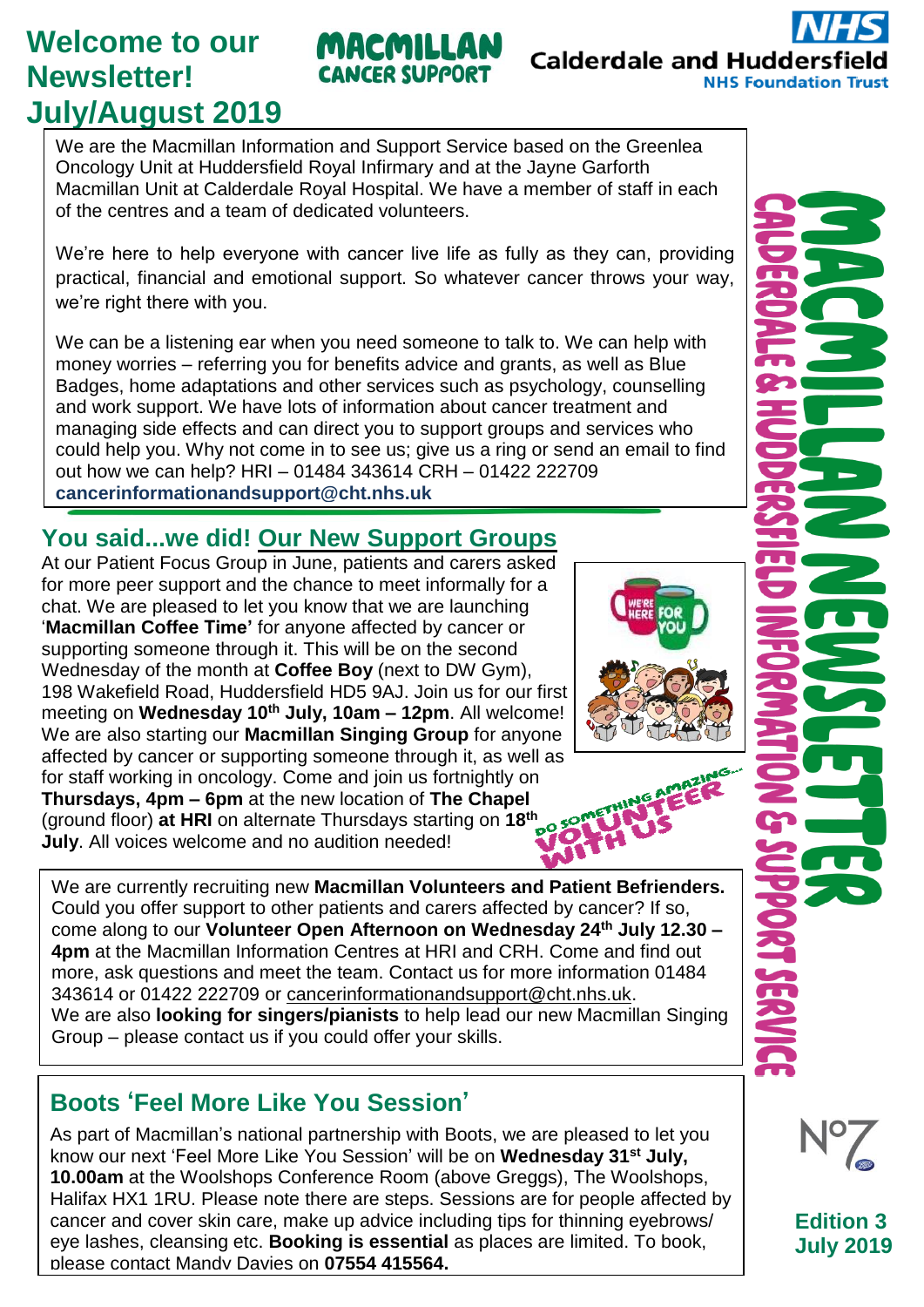# Welcome to our Newsletter! July/August 2019

MACMILLAN CANCER SUPPORT

NHS Calderdale and Huddersfield NHS Foundation Trust

We are the Macmillan Information and Support Service based on the Greenlea Oncology Unit at Huddersfield Royal Infirmary and at the Jayne Garforth Macmillan Unit at Calderdale Royal Hospital. We have a member of staff in each of the centres and a team of dedicated volunteers.

We're here to help everyone with cancer live life as fully as they can, providing practical, financial and emotional support. So whatever cancer throws your way, we're right there with you.

We can be a listening ear when you need someone to talk to. We can help with money worries – referring you for benefits advice and grants, as well as Blue Badges, home adaptations and other services such as psychology, counselling and work support. We have lots of information about cancer treatment and managing side effects and can direct you to support groups and services who could help you. Why not come in to see us; give us a ring or send an email to find out how we can help? HRI – 01484 343614 CRH – 01422 222709
**cancerinformationandsupport@cht.nhs.uk**

## You said...we did! Our New Support Groups

At our Patient Focus Group in June, patients and carers asked for more peer support and the chance to meet informally for a chat. We are pleased to let you know that we are launching '**Macmillan Coffee Time'** for anyone affected by cancer or supporting someone through it. This will be on the second Wednesday of the month at **Coffee Boy** (next to DW Gym), 198 Wakefield Road, Huddersfield HD5 9AJ. Join us for our first meeting on **Wednesday 10th July, 10am – 12pm**. All welcome! We are also starting our **Macmillan Singing Group** for anyone affected by cancer or supporting someone through it, as well as for staff working in oncology. Come and join us fortnightly on **Thursdays, 4pm – 6pm** at the new location of **The Chapel** (ground floor) **at HRI** on alternate Thursdays starting on **18th July**. All voices welcome and no audition needed!

DO SOMETHING AMAZING... VOLUNTEER WITH US

We are currently recruiting new **Macmillan Volunteers and Patient Befrienders.** Could you offer support to other patients and carers affected by cancer? If so, come along to our **Volunteer Open Afternoon on Wednesday 24th July 12.30 – 4pm** at the Macmillan Information Centres at HRI and CRH. Come and find out more, ask questions and meet the team. Contact us for more information 01484 343614 or 01422 222709 or cancerinformationandsupport@cht.nhs.uk.
We are also **looking for singers/pianists** to help lead our new Macmillan Singing Group – please contact us if you could offer your skills.

## Boots 'Feel More Like You Session'

As part of Macmillan's national partnership with Boots, we are pleased to let you know our next 'Feel More Like You Session' will be on **Wednesday 31st July, 10.00am** at the Woolshops Conference Room (above Greggs), The Woolshops, Halifax HX1 1RU. Please note there are steps. Sessions are for people affected by cancer and cover skin care, make up advice including tips for thinning eyebrows/ eye lashes, cleansing etc. **Booking is essential** as places are limited. To book, please contact Mandy Davies on **07554 415564.**

MACMILLAN NEWSLETTER
CALDERDALE & HUDDERSFIELD INFORMATION & SUPPORT SERVICE

No7

**Edition 3**
**July 2019**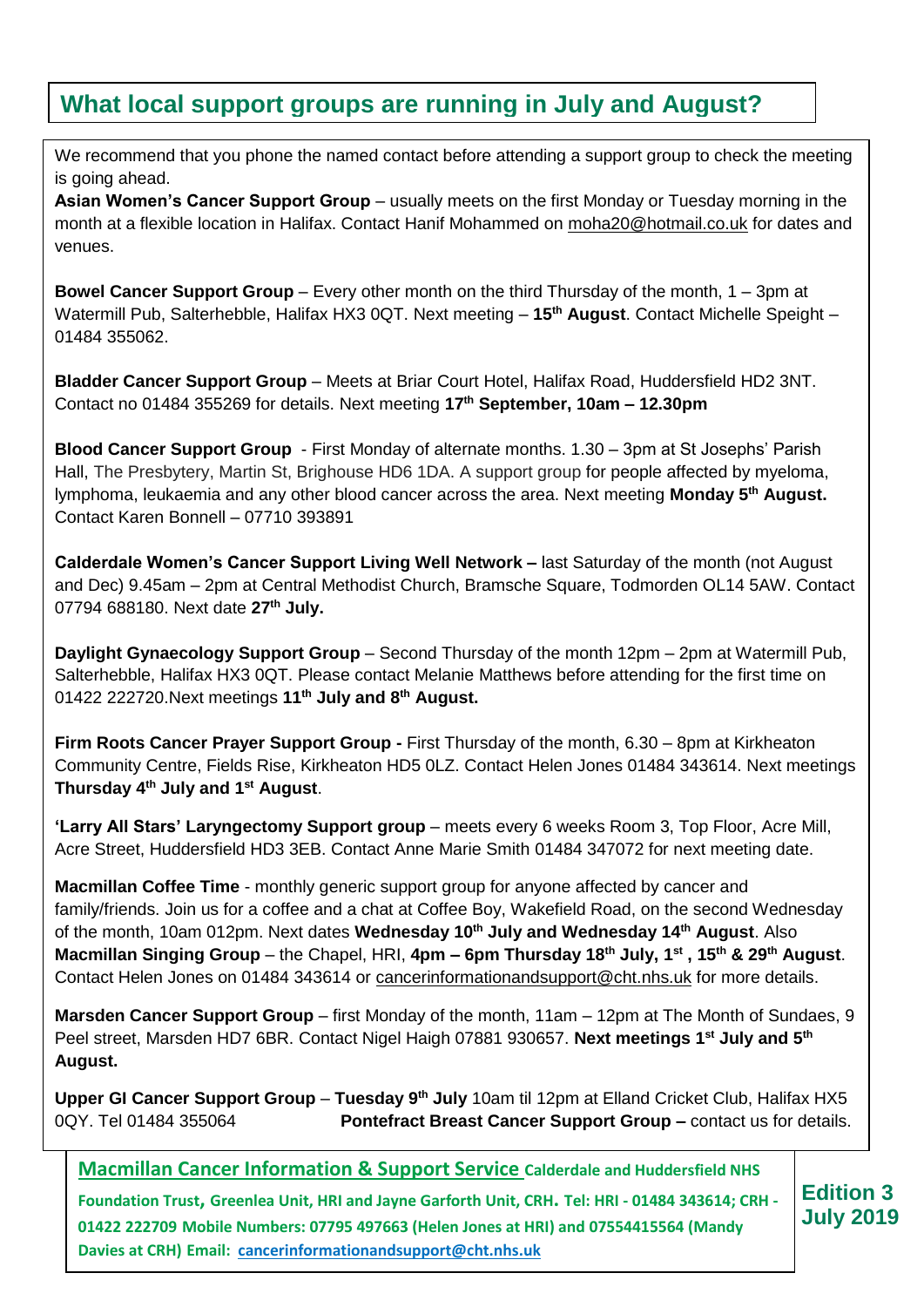## What local support groups are running in July and August?

We recommend that you phone the named contact before attending a support group to check the meeting is going ahead.

**Asian Women's Cancer Support Group** – usually meets on the first Monday or Tuesday morning in the month at a flexible location in Halifax. Contact Hanif Mohammed on moha20@hotmail.co.uk for dates and venues.

**Bowel Cancer Support Group** – Every other month on the third Thursday of the month, 1 – 3pm at Watermill Pub, Salterhebble, Halifax HX3 0QT. Next meeting – **15th August**. Contact Michelle Speight – 01484 355062.

**Bladder Cancer Support Group** – Meets at Briar Court Hotel, Halifax Road, Huddersfield HD2 3NT. Contact no 01484 355269 for details. Next meeting **17th September, 10am – 12.30pm**

**Blood Cancer Support Group** - First Monday of alternate months. 1.30 – 3pm at St Josephs' Parish Hall, The Presbytery, Martin St, Brighouse HD6 1DA. A support group for people affected by myeloma, lymphoma, leukaemia and any other blood cancer across the area. Next meeting **Monday 5th August.** Contact Karen Bonnell – 07710 393891

**Calderdale Women's Cancer Support Living Well Network –** last Saturday of the month (not August and Dec) 9.45am – 2pm at Central Methodist Church, Bramsche Square, Todmorden OL14 5AW. Contact 07794 688180. Next date **27th July.**

**Daylight Gynaecology Support Group** – Second Thursday of the month 12pm – 2pm at Watermill Pub, Salterhebble, Halifax HX3 0QT. Please contact Melanie Matthews before attending for the first time on 01422 222720.Next meetings **11th July and 8th August.**

**Firm Roots Cancer Prayer Support Group -** First Thursday of the month, 6.30 – 8pm at Kirkheaton Community Centre, Fields Rise, Kirkheaton HD5 0LZ. Contact Helen Jones 01484 343614. Next meetings **Thursday 4th July and 1st August**.

**'Larry All Stars' Laryngectomy Support group** – meets every 6 weeks Room 3, Top Floor, Acre Mill, Acre Street, Huddersfield HD3 3EB. Contact Anne Marie Smith 01484 347072 for next meeting date.

**Macmillan Coffee Time** - monthly generic support group for anyone affected by cancer and family/friends. Join us for a coffee and a chat at Coffee Boy, Wakefield Road, on the second Wednesday of the month, 10am 012pm. Next dates **Wednesday 10th July and Wednesday 14th August**. Also **Macmillan Singing Group** – the Chapel, HRI, **4pm – 6pm Thursday 18th July, 1st , 15th & 29th August**. Contact Helen Jones on 01484 343614 or cancerinformationandsupport@cht.nhs.uk for more details.

**Marsden Cancer Support Group** – first Monday of the month, 11am – 12pm at The Month of Sundaes, 9 Peel street, Marsden HD7 6BR. Contact Nigel Haigh 07881 930657. **Next meetings 1st July and 5th August.**

**Upper GI Cancer Support Group** – **Tuesday 9th July** 10am til 12pm at Elland Cricket Club, Halifax HX5 0QY. Tel 01484 355064

**Pontefract Breast Cancer Support Group –** contact us for details.

**Macmillan Cancer Information & Support Service** Calderdale and Huddersfield NHS Foundation Trust, Greenlea Unit, HRI and Jayne Garforth Unit, CRH. Tel: HRI - 01484 343614; CRH - 01422 222709 Mobile Numbers: 07795 497663 (Helen Jones at HRI) and 07554415564 (Mandy Davies at CRH) Email: cancerinformationandsupport@cht.nhs.uk

**Edition 3 July 2019**